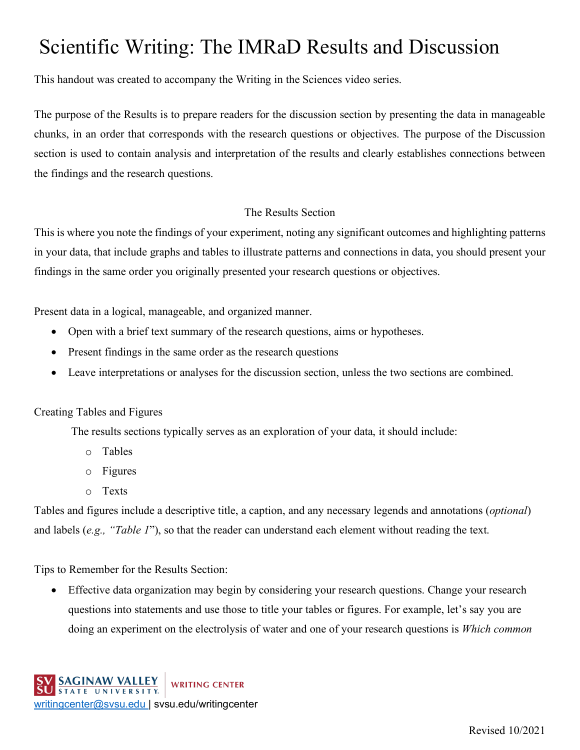# Scientific Writing: The IMRaD Results and Discussion

This handout was created to accompany the Writing in the Sciences video series.

The purpose of the Results is to prepare readers for the discussion section by presenting the data in manageable chunks, in an order that corresponds with the research questions or objectives. The purpose of the Discussion section is used to contain analysis and interpretation of the results and clearly establishes connections between the findings and the research questions.

## The Results Section

This is where you note the findings of your experiment, noting any significant outcomes and highlighting patterns in your data, that include graphs and tables to illustrate patterns and connections in data, you should present your findings in the same order you originally presented your research questions or objectives.

Present data in a logical, manageable, and organized manner.

- Open with a brief text summary of the research questions, aims or hypotheses.
- Present findings in the same order as the research questions
- Leave interpretations or analyses for the discussion section, unless the two sections are combined.

Creating Tables and Figures

The results sections typically serves as an exploration of your data, it should include:

- Tables
- Figures
- Texts

Tables and figures include a descriptive title, a caption, and any necessary legends and annotations (*optional*) and labels (*e.g., "Table 1*"), so that the reader can understand each element without reading the text.

Tips to Remember for the Results Section:

- Effective data organization may begin by considering your research questions. Change your research questions into statements and use those to title your tables or figures. For example, let's say you are doing an experiment on the electrolysis of water and one of your research questions is *Which common*

writingcenter@svsu.edu | svsu.edu/writingcenter

Revised 10/2021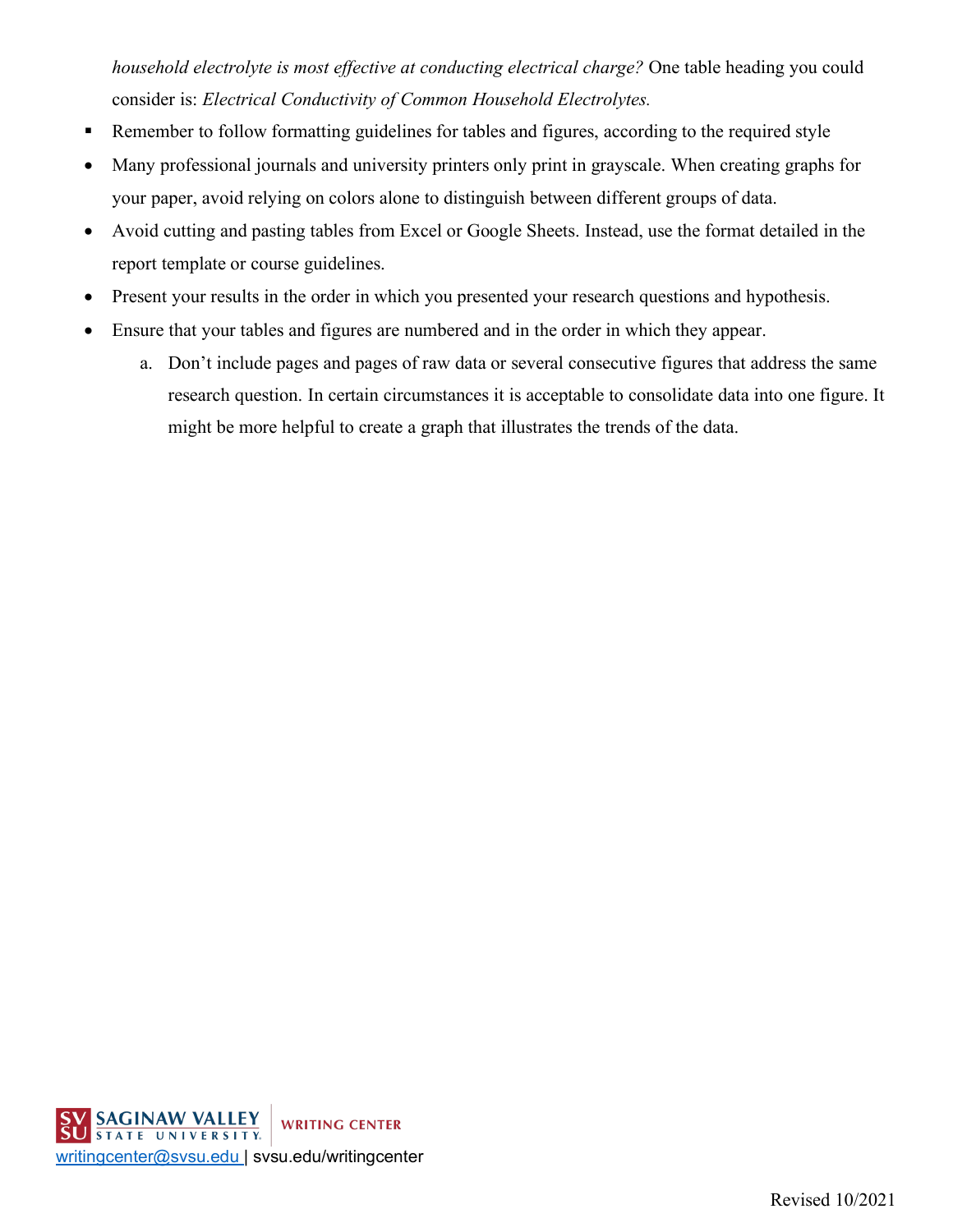*household electrolyte is most effective at conducting electrical charge?* One table heading you could consider is: *Electrical Conductivity of Common Household Electrolytes.*

- Remember to follow formatting guidelines for tables and figures, according to the required style
- Many professional journals and university printers only print in grayscale. When creating graphs for your paper, avoid relying on colors alone to distinguish between different groups of data.
- Avoid cutting and pasting tables from Excel or Google Sheets. Instead, use the format detailed in the report template or course guidelines.
- Present your results in the order in which you presented your research questions and hypothesis.
- Ensure that your tables and figures are numbered and in the order in which they appear.
    a. Don't include pages and pages of raw data or several consecutive figures that address the same research question. In certain circumstances it is acceptable to consolidate data into one figure. It might be more helpful to create a graph that illustrates the trends of the data.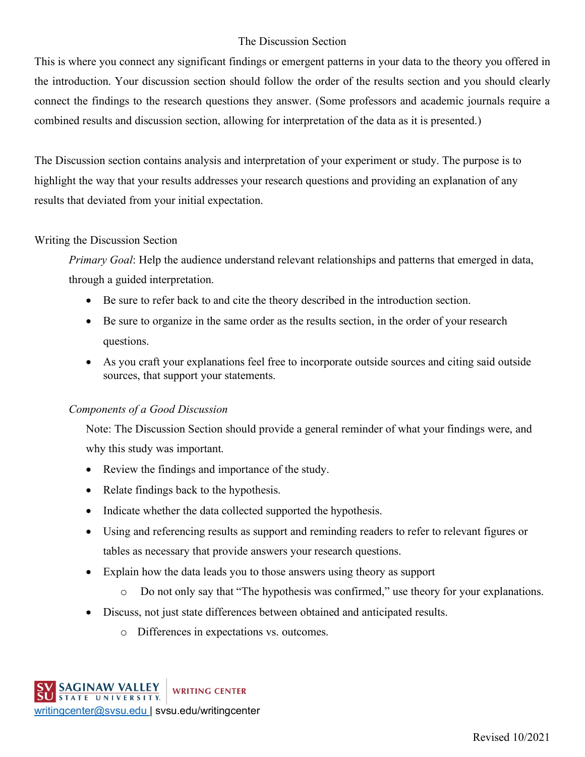# The Discussion Section

This is where you connect any significant findings or emergent patterns in your data to the theory you offered in the introduction. Your discussion section should follow the order of the results section and you should clearly connect the findings to the research questions they answer. (Some professors and academic journals require a combined results and discussion section, allowing for interpretation of the data as it is presented.)

The Discussion section contains analysis and interpretation of your experiment or study. The purpose is to highlight the way that your results addresses your research questions and providing an explanation of any results that deviated from your initial expectation.

## Writing the Discussion Section

*Primary Goal*: Help the audience understand relevant relationships and patterns that emerged in data, through a guided interpretation.

- Be sure to refer back to and cite the theory described in the introduction section.
- Be sure to organize in the same order as the results section, in the order of your research questions.
- As you craft your explanations feel free to incorporate outside sources and citing said outside sources, that support your statements.

### *Components of a Good Discussion*

Note: The Discussion Section should provide a general reminder of what your findings were, and why this study was important.

- Review the findings and importance of the study.
- Relate findings back to the hypothesis.
- Indicate whether the data collected supported the hypothesis.
- Using and referencing results as support and reminding readers to refer to relevant figures or tables as necessary that provide answers your research questions.
- Explain how the data leads you to those answers using theory as support
  - Do not only say that "The hypothesis was confirmed," use theory for your explanations.
- Discuss, not just state differences between obtained and anticipated results.
  - Differences in expectations vs. outcomes.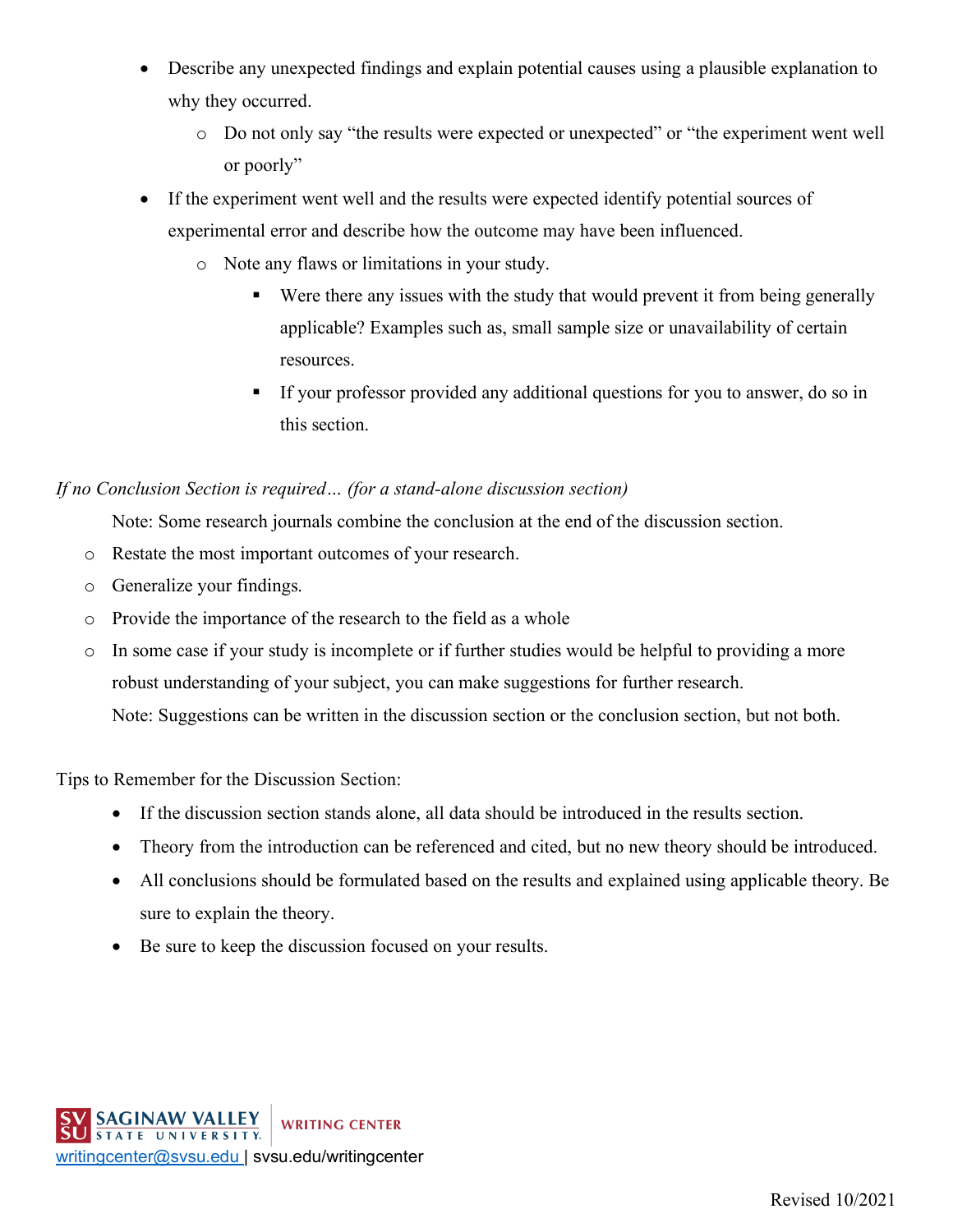- Describe any unexpected findings and explain potential causes using a plausible explanation to why they occurred.
  - Do not only say "the results were expected or unexpected" or "the experiment went well or poorly"
- If the experiment went well and the results were expected identify potential sources of experimental error and describe how the outcome may have been influenced.
  - Note any flaws or limitations in your study.
    - Were there any issues with the study that would prevent it from being generally applicable? Examples such as, small sample size or unavailability of certain resources.
    - If your professor provided any additional questions for you to answer, do so in this section.

*If no Conclusion Section is required… (for a stand-alone discussion section)*

Note: Some research journals combine the conclusion at the end of the discussion section.

- Restate the most important outcomes of your research.
- Generalize your findings.
- Provide the importance of the research to the field as a whole
- In some case if your study is incomplete or if further studies would be helpful to providing a more robust understanding of your subject, you can make suggestions for further research.

  Note: Suggestions can be written in the discussion section or the conclusion section, but not both.

Tips to Remember for the Discussion Section:

- If the discussion section stands alone, all data should be introduced in the results section.
- Theory from the introduction can be referenced and cited, but no new theory should be introduced.
- All conclusions should be formulated based on the results and explained using applicable theory. Be sure to explain the theory.
- Be sure to keep the discussion focused on your results.

SAGINAW VALLEY STATE UNIVERSITY | WRITING CENTER
writingcenter@svsu.edu | svsu.edu/writingcenter

Revised 10/2021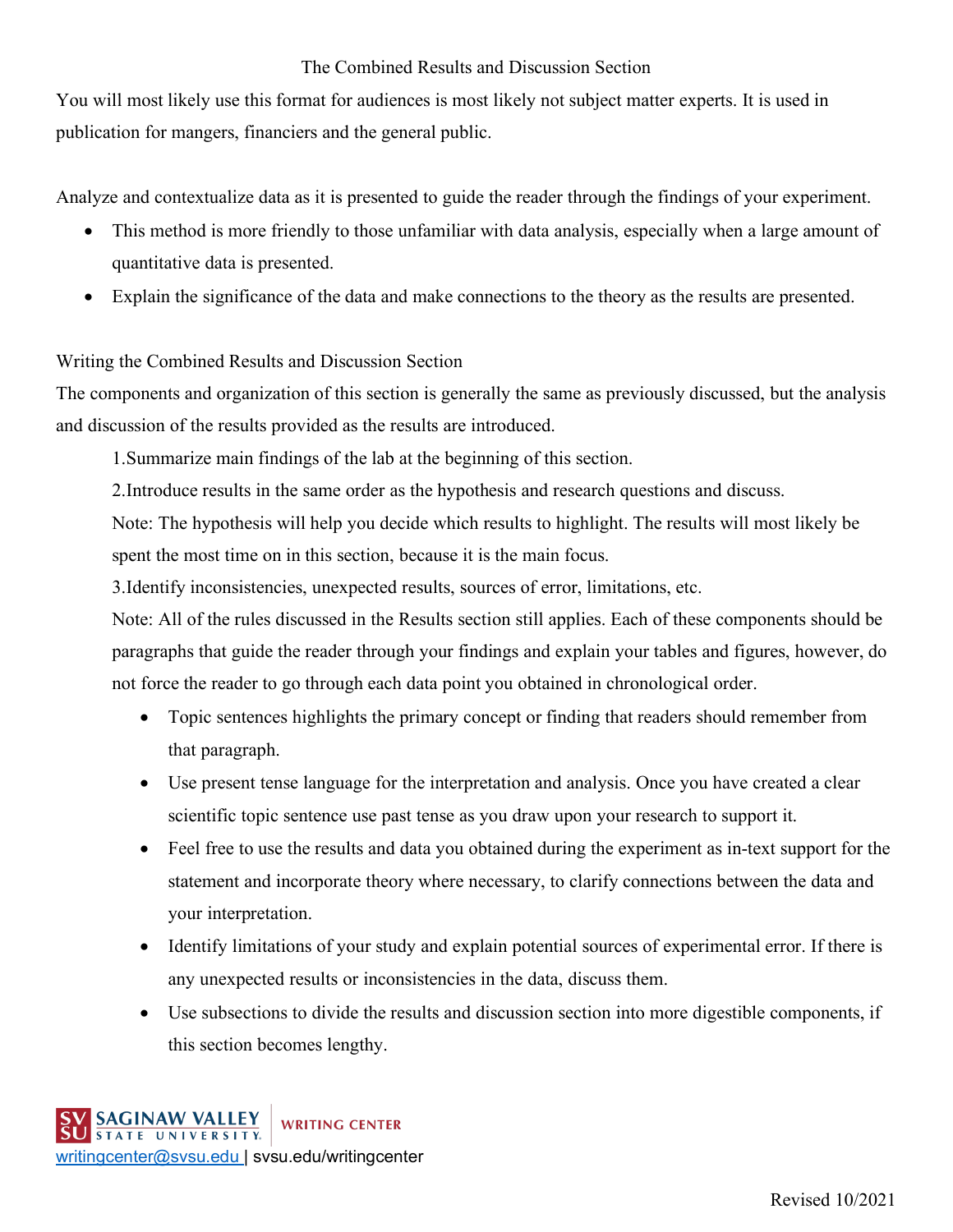## The Combined Results and Discussion Section

You will most likely use this format for audiences is most likely not subject matter experts. It is used in publication for mangers, financiers and the general public.

Analyze and contextualize data as it is presented to guide the reader through the findings of your experiment.

- This method is more friendly to those unfamiliar with data analysis, especially when a large amount of quantitative data is presented.
- Explain the significance of the data and make connections to the theory as the results are presented.

### Writing the Combined Results and Discussion Section

The components and organization of this section is generally the same as previously discussed, but the analysis and discussion of the results provided as the results are introduced.

1. Summarize main findings of the lab at the beginning of this section.
2. Introduce results in the same order as the hypothesis and research questions and discuss.

   Note: The hypothesis will help you decide which results to highlight. The results will most likely be spent the most time on in this section, because it is the main focus.
3. Identify inconsistencies, unexpected results, sources of error, limitations, etc.

   Note: All of the rules discussed in the Results section still applies. Each of these components should be paragraphs that guide the reader through your findings and explain your tables and figures, however, do not force the reader to go through each data point you obtained in chronological order.

   - Topic sentences highlights the primary concept or finding that readers should remember from that paragraph.
   - Use present tense language for the interpretation and analysis. Once you have created a clear scientific topic sentence use past tense as you draw upon your research to support it.
   - Feel free to use the results and data you obtained during the experiment as in-text support for the statement and incorporate theory where necessary, to clarify connections between the data and your interpretation.
   - Identify limitations of your study and explain potential sources of experimental error. If there is any unexpected results or inconsistencies in the data, discuss them.
   - Use subsections to divide the results and discussion section into more digestible components, if this section becomes lengthy.

SVSU SAGINAW VALLEY STATE UNIVERSITY | WRITING CENTER

writingcenter@svsu.edu | svsu.edu/writingcenter

Revised 10/2021